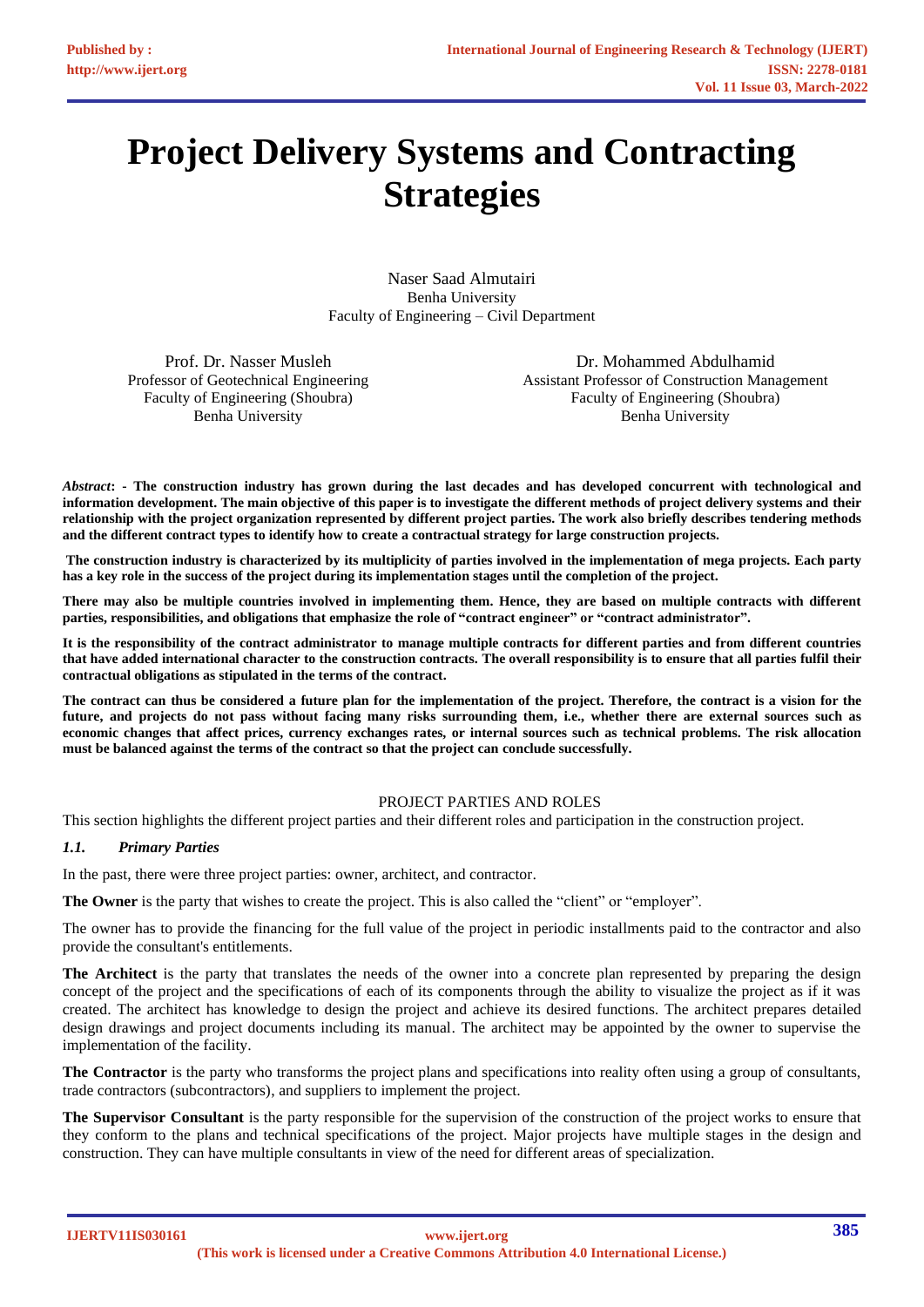# Project Delivery Systems and Contracting Strategies

Naser Saad Almutairi
Benha University
Faculty of Engineering – Civil Department

Prof. Dr. Nasser Musleh
Professor of Geotechnical Engineering
Faculty of Engineering (Shoubra)
Benha University

Dr. Mohammed Abdulhamid
Assistant Professor of Construction Management
Faculty of Engineering (Shoubra)
Benha University

***Abstract*: - The construction industry has grown during the last decades and has developed concurrent with technological and information development. The main objective of this paper is to investigate the different methods of project delivery systems and their relationship with the project organization represented by different project parties. The work also briefly describes tendering methods and the different contract types to identify how to create a contractual strategy for large construction projects.**

**The construction industry is characterized by its multiplicity of parties involved in the implementation of mega projects. Each party has a key role in the success of the project during its implementation stages until the completion of the project.**

**There may also be multiple countries involved in implementing them. Hence, they are based on multiple contracts with different parties, responsibilities, and obligations that emphasize the role of "contract engineer" or "contract administrator".**

**It is the responsibility of the contract administrator to manage multiple contracts for different parties and from different countries that have added international character to the construction contracts. The overall responsibility is to ensure that all parties fulfil their contractual obligations as stipulated in the terms of the contract.**

**The contract can thus be considered a future plan for the implementation of the project. Therefore, the contract is a vision for the future, and projects do not pass without facing many risks surrounding them, i.e., whether there are external sources such as economic changes that affect prices, currency exchanges rates, or internal sources such as technical problems. The risk allocation must be balanced against the terms of the contract so that the project can conclude successfully.**

## PROJECT PARTIES AND ROLES

This section highlights the different project parties and their different roles and participation in the construction project.

### *1.1. Primary Parties*

In the past, there were three project parties: owner, architect, and contractor.

**The Owner** is the party that wishes to create the project. This is also called the "client" or "employer".

The owner has to provide the financing for the full value of the project in periodic installments paid to the contractor and also provide the consultant's entitlements.

**The Architect** is the party that translates the needs of the owner into a concrete plan represented by preparing the design concept of the project and the specifications of each of its components through the ability to visualize the project as if it was created. The architect has knowledge to design the project and achieve its desired functions. The architect prepares detailed design drawings and project documents including its manual. The architect may be appointed by the owner to supervise the implementation of the facility.

**The Contractor** is the party who transforms the project plans and specifications into reality often using a group of consultants, trade contractors (subcontractors), and suppliers to implement the project.

**The Supervisor Consultant** is the party responsible for the supervision of the construction of the project works to ensure that they conform to the plans and technical specifications of the project. Major projects have multiple stages in the design and construction. They can have multiple consultants in view of the need for different areas of specialization.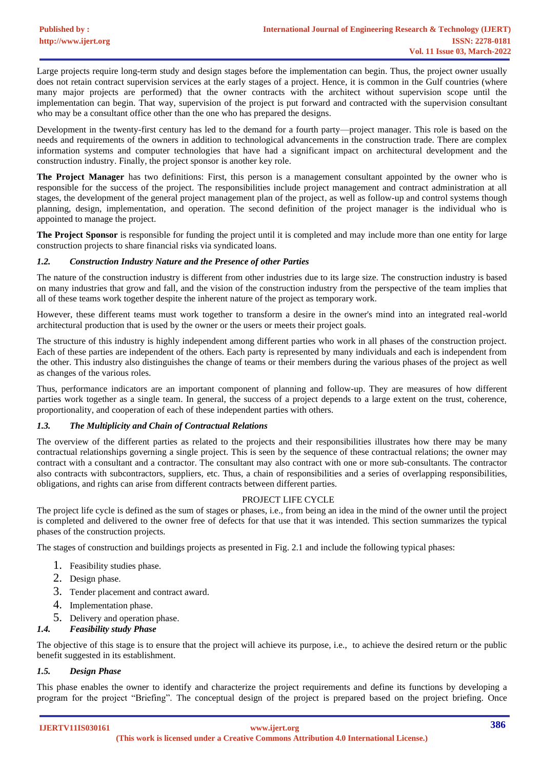Large projects require long-term study and design stages before the implementation can begin. Thus, the project owner usually does not retain contract supervision services at the early stages of a project. Hence, it is common in the Gulf countries (where many major projects are performed) that the owner contracts with the architect without supervision scope until the implementation can begin. That way, supervision of the project is put forward and contracted with the supervision consultant who may be a consultant office other than the one who has prepared the designs.

Development in the twenty-first century has led to the demand for a fourth party—project manager. This role is based on the needs and requirements of the owners in addition to technological advancements in the construction trade. There are complex information systems and computer technologies that have had a significant impact on architectural development and the construction industry. Finally, the project sponsor is another key role.

**The Project Manager** has two definitions: First, this person is a management consultant appointed by the owner who is responsible for the success of the project. The responsibilities include project management and contract administration at all stages, the development of the general project management plan of the project, as well as follow-up and control systems though planning, design, implementation, and operation. The second definition of the project manager is the individual who is appointed to manage the project.

**The Project Sponsor** is responsible for funding the project until it is completed and may include more than one entity for large construction projects to share financial risks via syndicated loans.

### *1.2. Construction Industry Nature and the Presence of other Parties*

The nature of the construction industry is different from other industries due to its large size. The construction industry is based on many industries that grow and fall, and the vision of the construction industry from the perspective of the team implies that all of these teams work together despite the inherent nature of the project as temporary work.

However, these different teams must work together to transform a desire in the owner's mind into an integrated real-world architectural production that is used by the owner or the users or meets their project goals.

The structure of this industry is highly independent among different parties who work in all phases of the construction project. Each of these parties are independent of the others. Each party is represented by many individuals and each is independent from the other. This industry also distinguishes the change of teams or their members during the various phases of the project as well as changes of the various roles.

Thus, performance indicators are an important component of planning and follow-up. They are measures of how different parties work together as a single team. In general, the success of a project depends to a large extent on the trust, coherence, proportionality, and cooperation of each of these independent parties with others.

### *1.3. The Multiplicity and Chain of Contractual Relations*

The overview of the different parties as related to the projects and their responsibilities illustrates how there may be many contractual relationships governing a single project. This is seen by the sequence of these contractual relations; the owner may contract with a consultant and a contractor. The consultant may also contract with one or more sub-consultants. The contractor also contracts with subcontractors, suppliers, etc. Thus, a chain of responsibilities and a series of overlapping responsibilities, obligations, and rights can arise from different contracts between different parties.

## PROJECT LIFE CYCLE

The project life cycle is defined as the sum of stages or phases, i.e., from being an idea in the mind of the owner until the project is completed and delivered to the owner free of defects for that use that it was intended. This section summarizes the typical phases of the construction projects.

The stages of construction and buildings projects as presented in Fig. 2.1 and include the following typical phases:

1. Feasibility studies phase.
2. Design phase.
3. Tender placement and contract award.
4. Implementation phase.
5. Delivery and operation phase.

### *1.4. Feasibility study Phase*

The objective of this stage is to ensure that the project will achieve its purpose, i.e., to achieve the desired return or the public benefit suggested in its establishment.

### *1.5. Design Phase*

This phase enables the owner to identify and characterize the project requirements and define its functions by developing a program for the project "Briefing". The conceptual design of the project is prepared based on the project briefing. Once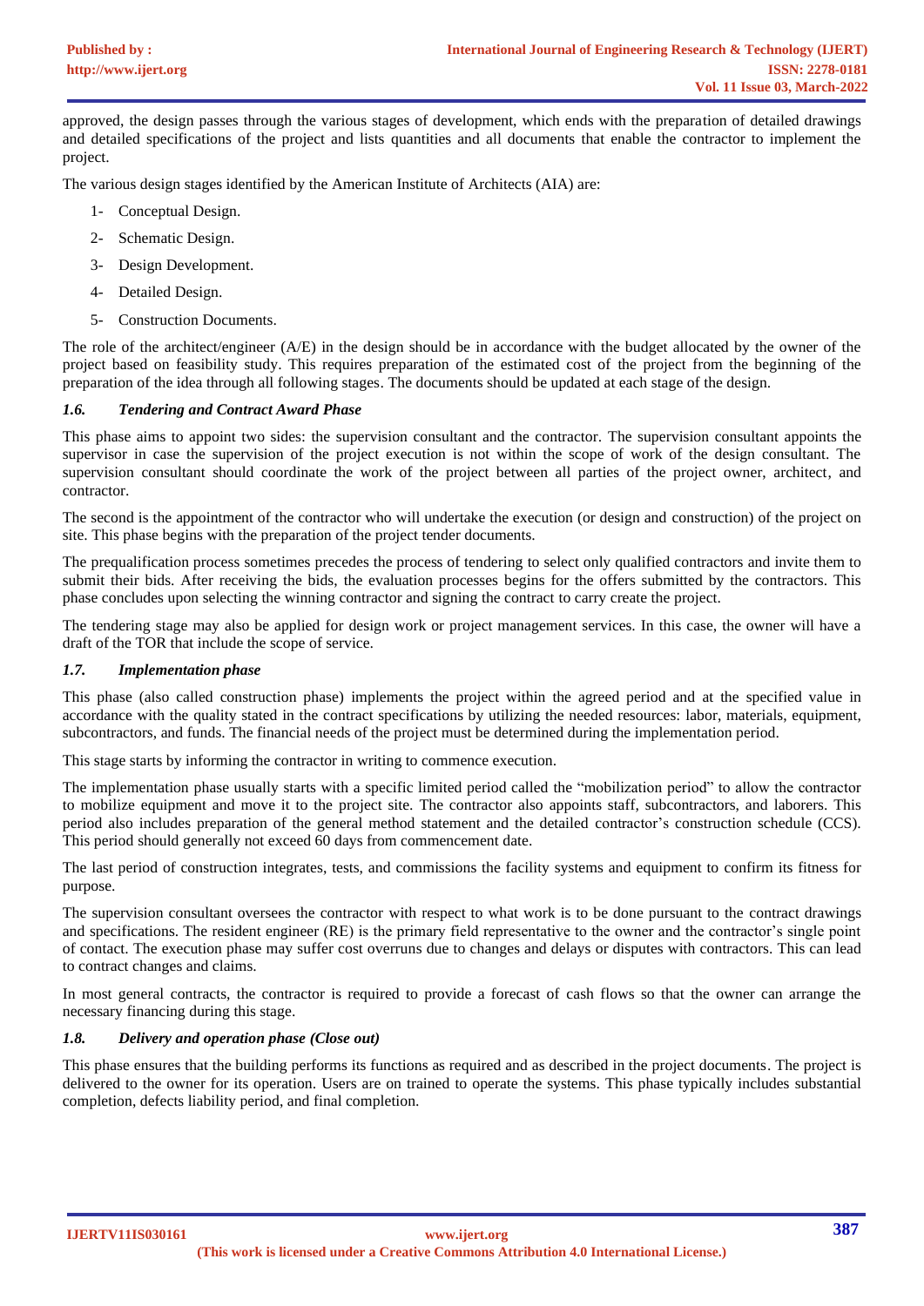approved, the design passes through the various stages of development, which ends with the preparation of detailed drawings and detailed specifications of the project and lists quantities and all documents that enable the contractor to implement the project.

The various design stages identified by the American Institute of Architects (AIA) are:

1- Conceptual Design.
2- Schematic Design.
3- Design Development.
4- Detailed Design.
5- Construction Documents.

The role of the architect/engineer (A/E) in the design should be in accordance with the budget allocated by the owner of the project based on feasibility study. This requires preparation of the estimated cost of the project from the beginning of the preparation of the idea through all following stages. The documents should be updated at each stage of the design.

### *1.6. Tendering and Contract Award Phase*

This phase aims to appoint two sides: the supervision consultant and the contractor. The supervision consultant appoints the supervisor in case the supervision of the project execution is not within the scope of work of the design consultant. The supervision consultant should coordinate the work of the project between all parties of the project owner, architect, and contractor.

The second is the appointment of the contractor who will undertake the execution (or design and construction) of the project on site. This phase begins with the preparation of the project tender documents.

The prequalification process sometimes precedes the process of tendering to select only qualified contractors and invite them to submit their bids. After receiving the bids, the evaluation processes begins for the offers submitted by the contractors. This phase concludes upon selecting the winning contractor and signing the contract to carry create the project.

The tendering stage may also be applied for design work or project management services. In this case, the owner will have a draft of the TOR that include the scope of service.

### *1.7. Implementation phase*

This phase (also called construction phase) implements the project within the agreed period and at the specified value in accordance with the quality stated in the contract specifications by utilizing the needed resources: labor, materials, equipment, subcontractors, and funds. The financial needs of the project must be determined during the implementation period.

This stage starts by informing the contractor in writing to commence execution.

The implementation phase usually starts with a specific limited period called the "mobilization period" to allow the contractor to mobilize equipment and move it to the project site. The contractor also appoints staff, subcontractors, and laborers. This period also includes preparation of the general method statement and the detailed contractor's construction schedule (CCS). This period should generally not exceed 60 days from commencement date.

The last period of construction integrates, tests, and commissions the facility systems and equipment to confirm its fitness for purpose.

The supervision consultant oversees the contractor with respect to what work is to be done pursuant to the contract drawings and specifications. The resident engineer (RE) is the primary field representative to the owner and the contractor's single point of contact. The execution phase may suffer cost overruns due to changes and delays or disputes with contractors. This can lead to contract changes and claims.

In most general contracts, the contractor is required to provide a forecast of cash flows so that the owner can arrange the necessary financing during this stage.

### *1.8. Delivery and operation phase (Close out)*

This phase ensures that the building performs its functions as required and as described in the project documents. The project is delivered to the owner for its operation. Users are on trained to operate the systems. This phase typically includes substantial completion, defects liability period, and final completion.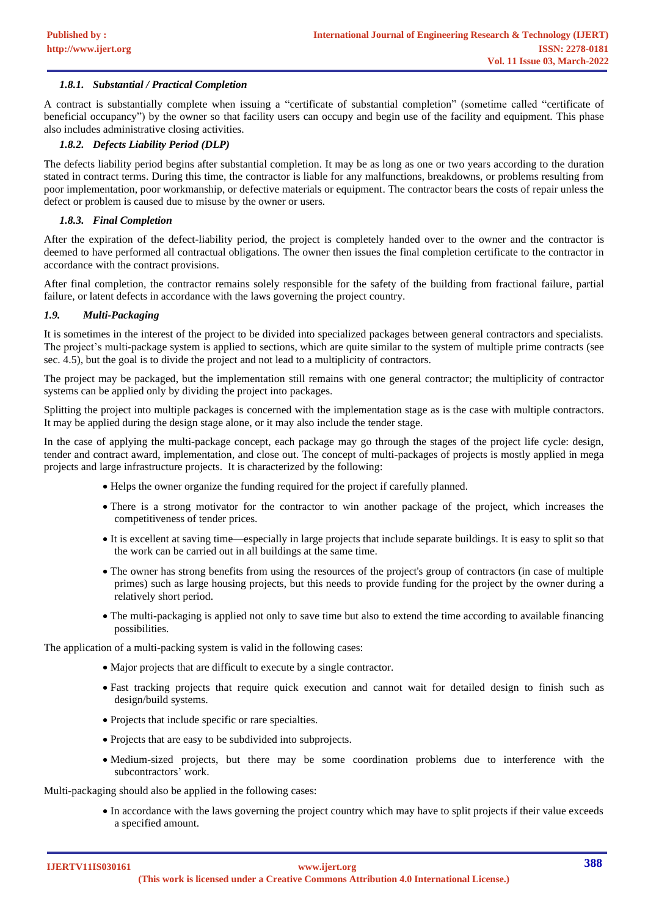#### *1.8.1. Substantial / Practical Completion*

A contract is substantially complete when issuing a "certificate of substantial completion" (sometime called "certificate of beneficial occupancy") by the owner so that facility users can occupy and begin use of the facility and equipment. This phase also includes administrative closing activities.

#### *1.8.2. Defects Liability Period (DLP)*

The defects liability period begins after substantial completion. It may be as long as one or two years according to the duration stated in contract terms. During this time, the contractor is liable for any malfunctions, breakdowns, or problems resulting from poor implementation, poor workmanship, or defective materials or equipment. The contractor bears the costs of repair unless the defect or problem is caused due to misuse by the owner or users.

#### *1.8.3. Final Completion*

After the expiration of the defect-liability period, the project is completely handed over to the owner and the contractor is deemed to have performed all contractual obligations. The owner then issues the final completion certificate to the contractor in accordance with the contract provisions.

After final completion, the contractor remains solely responsible for the safety of the building from fractional failure, partial failure, or latent defects in accordance with the laws governing the project country.

### *1.9. Multi-Packaging*

It is sometimes in the interest of the project to be divided into specialized packages between general contractors and specialists. The project's multi-package system is applied to sections, which are quite similar to the system of multiple prime contracts (see sec. 4.5), but the goal is to divide the project and not lead to a multiplicity of contractors.

The project may be packaged, but the implementation still remains with one general contractor; the multiplicity of contractor systems can be applied only by dividing the project into packages.

Splitting the project into multiple packages is concerned with the implementation stage as is the case with multiple contractors. It may be applied during the design stage alone, or it may also include the tender stage.

In the case of applying the multi-package concept, each package may go through the stages of the project life cycle: design, tender and contract award, implementation, and close out. The concept of multi-packages of projects is mostly applied in mega projects and large infrastructure projects. It is characterized by the following:

- Helps the owner organize the funding required for the project if carefully planned.
- There is a strong motivator for the contractor to win another package of the project, which increases the competitiveness of tender prices.
- It is excellent at saving time—especially in large projects that include separate buildings. It is easy to split so that the work can be carried out in all buildings at the same time.
- The owner has strong benefits from using the resources of the project's group of contractors (in case of multiple primes) such as large housing projects, but this needs to provide funding for the project by the owner during a relatively short period.
- The multi-packaging is applied not only to save time but also to extend the time according to available financing possibilities.

The application of a multi-packing system is valid in the following cases:

- Major projects that are difficult to execute by a single contractor.
- Fast tracking projects that require quick execution and cannot wait for detailed design to finish such as design/build systems.
- Projects that include specific or rare specialties.
- Projects that are easy to be subdivided into subprojects.
- Medium-sized projects, but there may be some coordination problems due to interference with the subcontractors' work.

Multi-packaging should also be applied in the following cases:

- In accordance with the laws governing the project country which may have to split projects if their value exceeds a specified amount.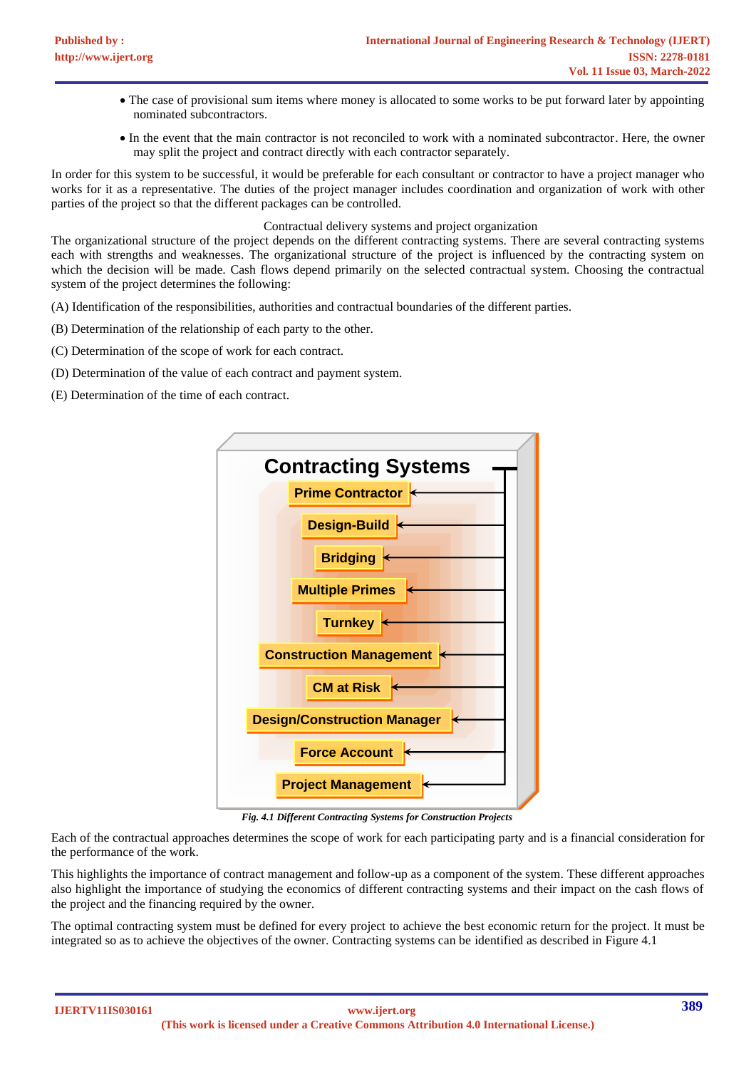- The case of provisional sum items where money is allocated to some works to be put forward later by appointing nominated subcontractors.
- In the event that the main contractor is not reconciled to work with a nominated subcontractor. Here, the owner may split the project and contract directly with each contractor separately.

In order for this system to be successful, it would be preferable for each consultant or contractor to have a project manager who works for it as a representative. The duties of the project manager includes coordination and organization of work with other parties of the project so that the different packages can be controlled.

Contractual delivery systems and project organization

The organizational structure of the project depends on the different contracting systems. There are several contracting systems each with strengths and weaknesses. The organizational structure of the project is influenced by the contracting system on which the decision will be made. Cash flows depend primarily on the selected contractual system. Choosing the contractual system of the project determines the following:

(A) Identification of the responsibilities, authorities and contractual boundaries of the different parties.

(B) Determination of the relationship of each party to the other.

(C) Determination of the scope of work for each contract.

(D) Determination of the value of each contract and payment system.

(E) Determination of the time of each contract.

**Contracting Systems**

- Prime Contractor
- Design-Build
- Bridging
- Multiple Primes
- Turnkey
- Construction Management
- CM at Risk
- Design/Construction Manager
- Force Account
- Project Management

*Fig. 4.1 Different Contracting Systems for Construction Projects*

Each of the contractual approaches determines the scope of work for each participating party and is a financial consideration for the performance of the work.

This highlights the importance of contract management and follow-up as a component of the system. These different approaches also highlight the importance of studying the economics of different contracting systems and their impact on the cash flows of the project and the financing required by the owner.

The optimal contracting system must be defined for every project to achieve the best economic return for the project. It must be integrated so as to achieve the objectives of the owner. Contracting systems can be identified as described in Figure 4.1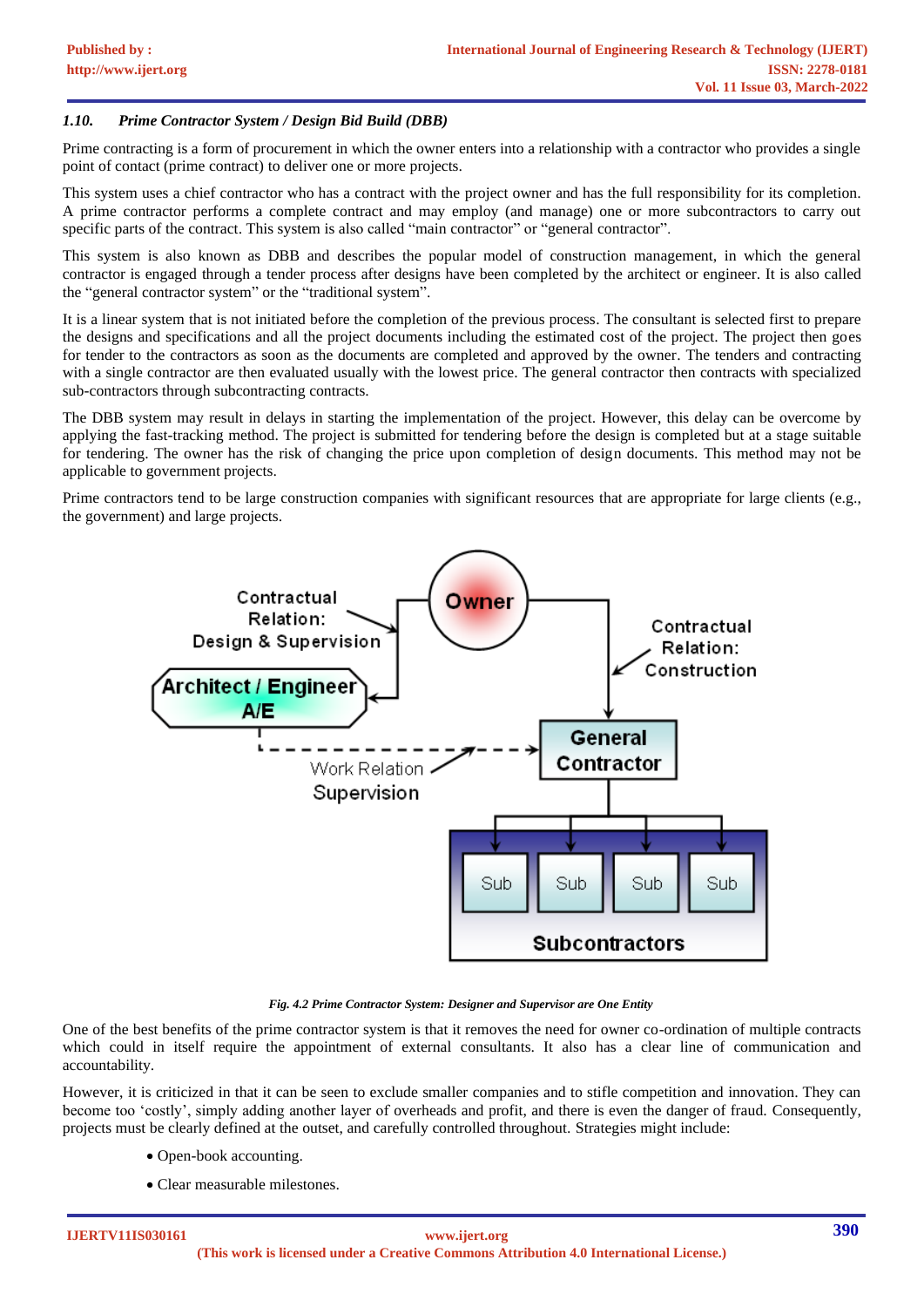### *1.10. Prime Contractor System / Design Bid Build (DBB)*

Prime contracting is a form of procurement in which the owner enters into a relationship with a contractor who provides a single point of contact (prime contract) to deliver one or more projects.

This system uses a chief contractor who has a contract with the project owner and has the full responsibility for its completion. A prime contractor performs a complete contract and may employ (and manage) one or more subcontractors to carry out specific parts of the contract. This system is also called "main contractor" or "general contractor".

This system is also known as DBB and describes the popular model of construction management, in which the general contractor is engaged through a tender process after designs have been completed by the architect or engineer. It is also called the "general contractor system" or the "traditional system".

It is a linear system that is not initiated before the completion of the previous process. The consultant is selected first to prepare the designs and specifications and all the project documents including the estimated cost of the project. The project then goes for tender to the contractors as soon as the documents are completed and approved by the owner. The tenders and contracting with a single contractor are then evaluated usually with the lowest price. The general contractor then contracts with specialized sub-contractors through subcontracting contracts.

The DBB system may result in delays in starting the implementation of the project. However, this delay can be overcome by applying the fast-tracking method. The project is submitted for tendering before the design is completed but at a stage suitable for tendering. The owner has the risk of changing the price upon completion of design documents. This method may not be applicable to government projects.

Prime contractors tend to be large construction companies with significant resources that are appropriate for large clients (e.g., the government) and large projects.

*Fig. 4.2 Prime Contractor System: Designer and Supervisor are One Entity*

One of the best benefits of the prime contractor system is that it removes the need for owner co-ordination of multiple contracts which could in itself require the appointment of external consultants. It also has a clear line of communication and accountability.

However, it is criticized in that it can be seen to exclude smaller companies and to stifle competition and innovation. They can become too 'costly', simply adding another layer of overheads and profit, and there is even the danger of fraud. Consequently, projects must be clearly defined at the outset, and carefully controlled throughout. Strategies might include:

- Open-book accounting.
- Clear measurable milestones.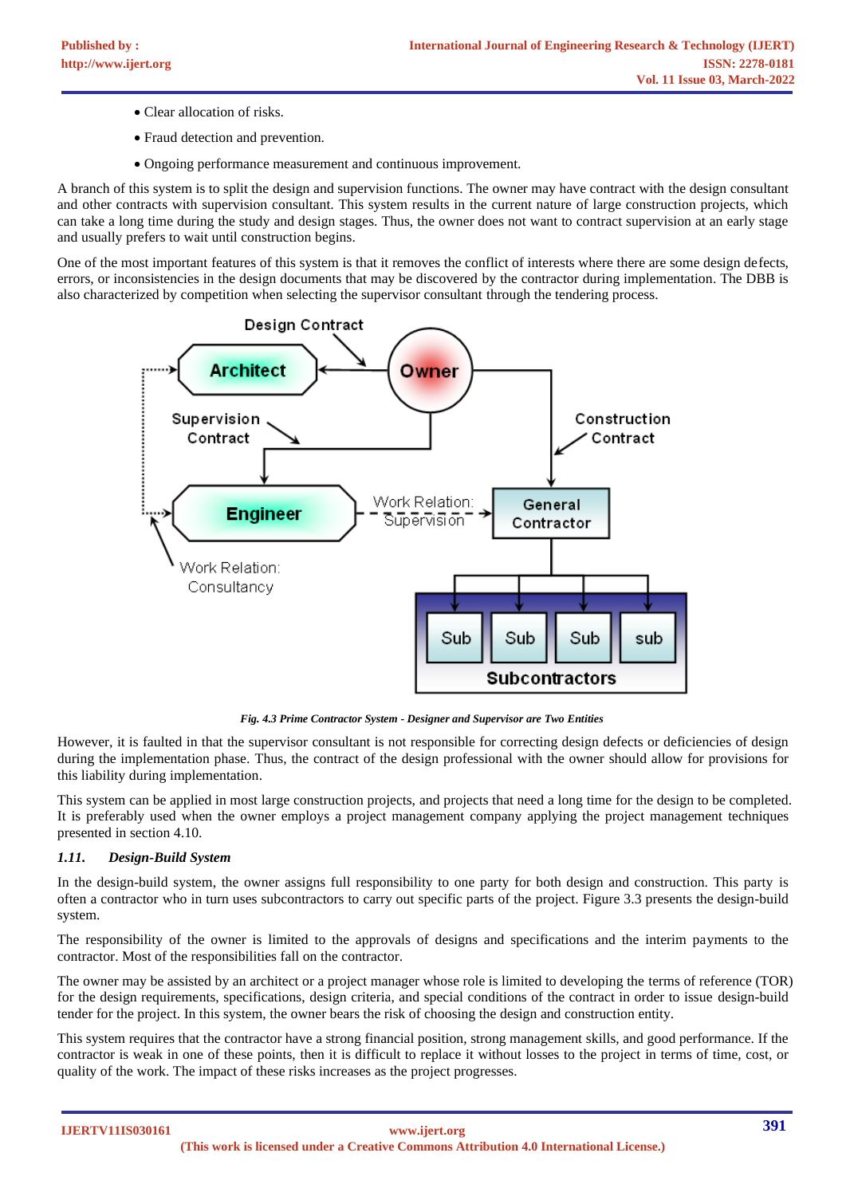- Clear allocation of risks.
- Fraud detection and prevention.
- Ongoing performance measurement and continuous improvement.

A branch of this system is to split the design and supervision functions. The owner may have contract with the design consultant and other contracts with supervision consultant. This system results in the current nature of large construction projects, which can take a long time during the study and design stages. Thus, the owner does not want to contract supervision at an early stage and usually prefers to wait until construction begins.

One of the most important features of this system is that it removes the conflict of interests where there are some design defects, errors, or inconsistencies in the design documents that may be discovered by the contractor during implementation. The DBB is also characterized by competition when selecting the supervisor consultant through the tendering process.

*Fig. 4.3 Prime Contractor System - Designer and Supervisor are Two Entities*

However, it is faulted in that the supervisor consultant is not responsible for correcting design defects or deficiencies of design during the implementation phase. Thus, the contract of the design professional with the owner should allow for provisions for this liability during implementation.

This system can be applied in most large construction projects, and projects that need a long time for the design to be completed. It is preferably used when the owner employs a project management company applying the project management techniques presented in section 4.10.

### *1.11. Design-Build System*

In the design-build system, the owner assigns full responsibility to one party for both design and construction. This party is often a contractor who in turn uses subcontractors to carry out specific parts of the project. Figure 3.3 presents the design-build system.

The responsibility of the owner is limited to the approvals of designs and specifications and the interim payments to the contractor. Most of the responsibilities fall on the contractor.

The owner may be assisted by an architect or a project manager whose role is limited to developing the terms of reference (TOR) for the design requirements, specifications, design criteria, and special conditions of the contract in order to issue design-build tender for the project. In this system, the owner bears the risk of choosing the design and construction entity.

This system requires that the contractor have a strong financial position, strong management skills, and good performance. If the contractor is weak in one of these points, then it is difficult to replace it without losses to the project in terms of time, cost, or quality of the work. The impact of these risks increases as the project progresses.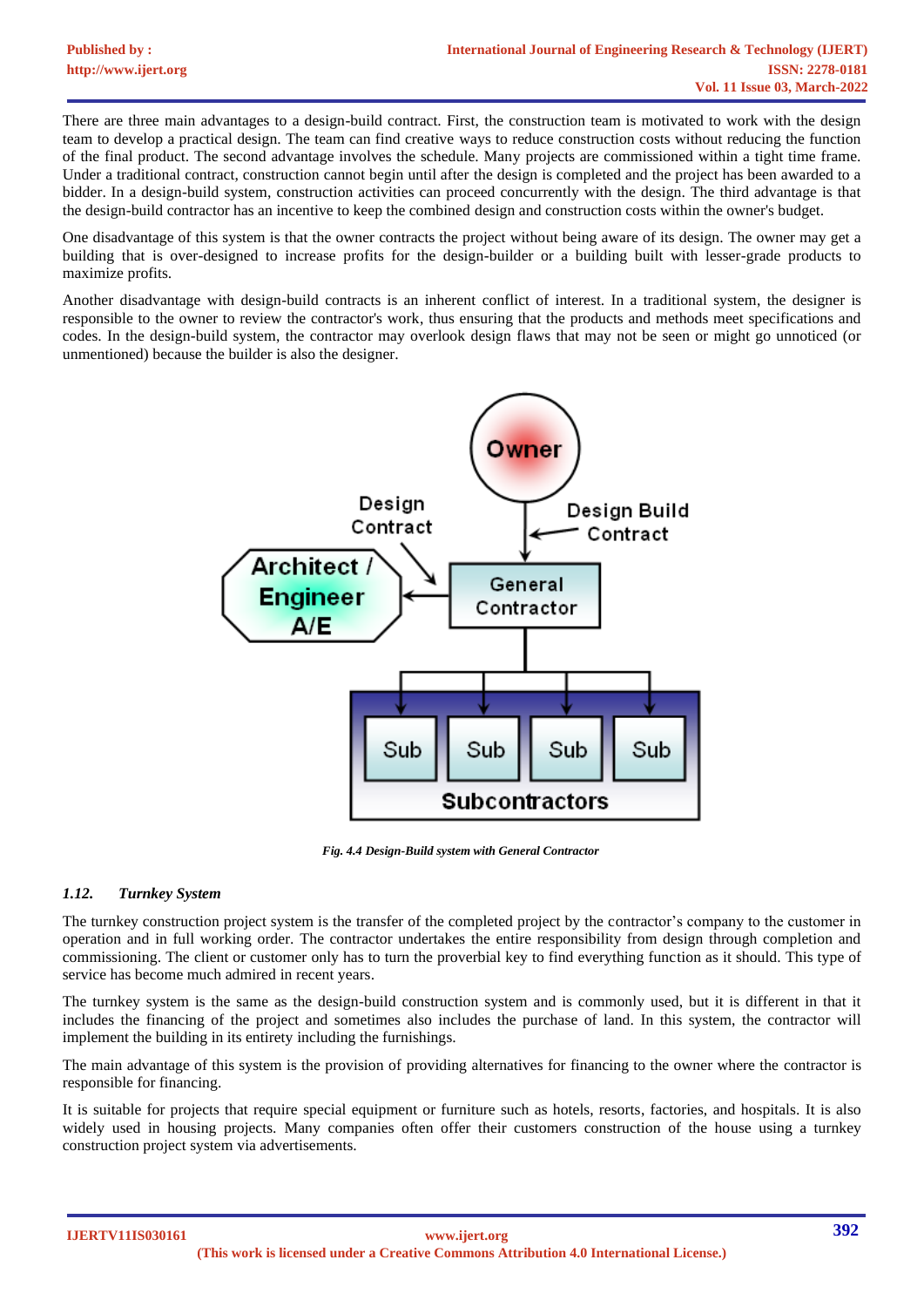There are three main advantages to a design-build contract. First, the construction team is motivated to work with the design team to develop a practical design. The team can find creative ways to reduce construction costs without reducing the function of the final product. The second advantage involves the schedule. Many projects are commissioned within a tight time frame. Under a traditional contract, construction cannot begin until after the design is completed and the project has been awarded to a bidder. In a design-build system, construction activities can proceed concurrently with the design. The third advantage is that the design-build contractor has an incentive to keep the combined design and construction costs within the owner's budget.

One disadvantage of this system is that the owner contracts the project without being aware of its design. The owner may get a building that is over-designed to increase profits for the design-builder or a building built with lesser-grade products to maximize profits.

Another disadvantage with design-build contracts is an inherent conflict of interest. In a traditional system, the designer is responsible to the owner to review the contractor's work, thus ensuring that the products and methods meet specifications and codes. In the design-build system, the contractor may overlook design flaws that may not be seen or might go unnoticed (or unmentioned) because the builder is also the designer.

*Fig. 4.4 Design-Build system with General Contractor*

### *1.12. Turnkey System*

The turnkey construction project system is the transfer of the completed project by the contractor's company to the customer in operation and in full working order. The contractor undertakes the entire responsibility from design through completion and commissioning. The client or customer only has to turn the proverbial key to find everything function as it should. This type of service has become much admired in recent years.

The turnkey system is the same as the design-build construction system and is commonly used, but it is different in that it includes the financing of the project and sometimes also includes the purchase of land. In this system, the contractor will implement the building in its entirety including the furnishings.

The main advantage of this system is the provision of providing alternatives for financing to the owner where the contractor is responsible for financing.

It is suitable for projects that require special equipment or furniture such as hotels, resorts, factories, and hospitals. It is also widely used in housing projects. Many companies often offer their customers construction of the house using a turnkey construction project system via advertisements.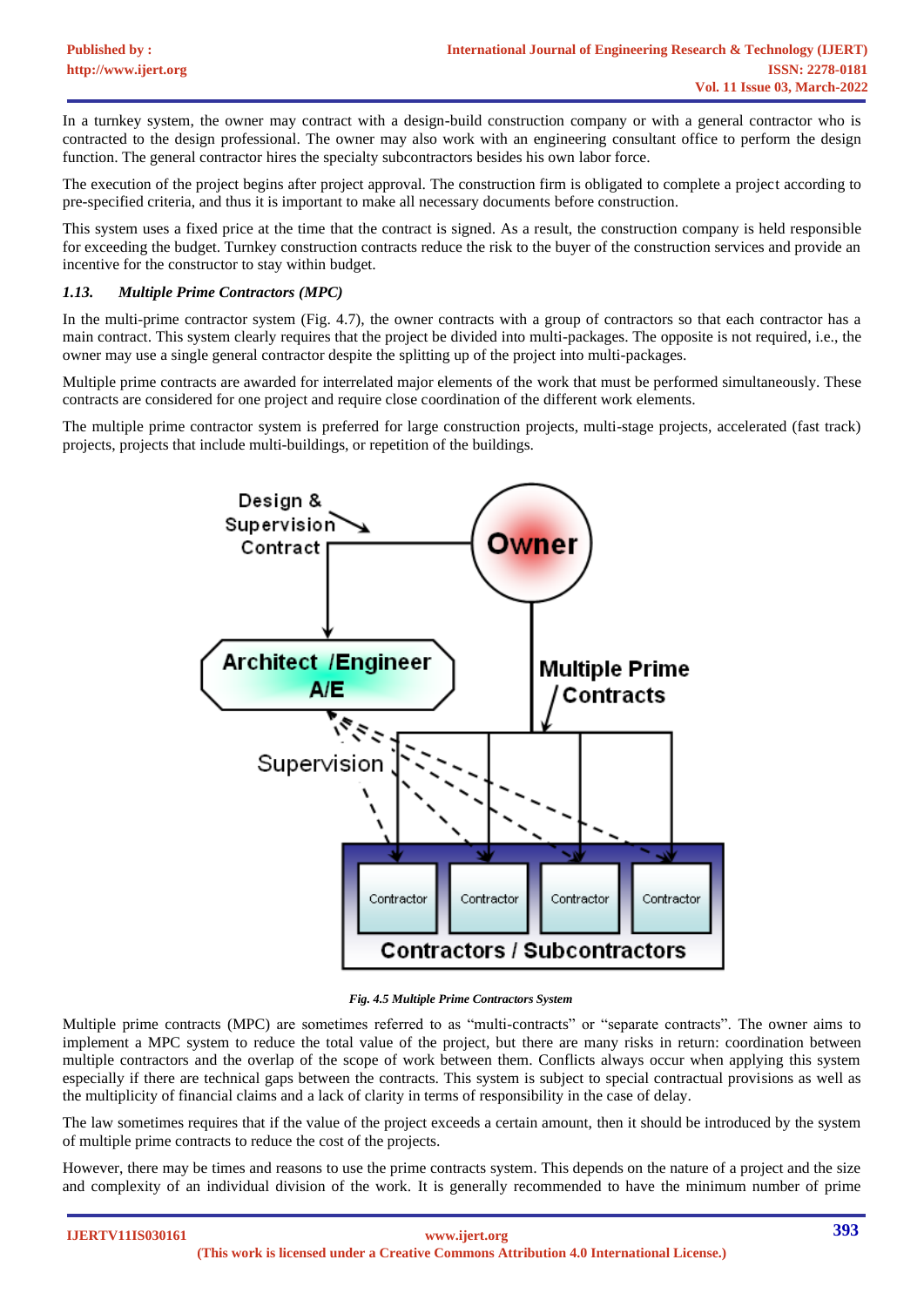In a turnkey system, the owner may contract with a design-build construction company or with a general contractor who is contracted to the design professional. The owner may also work with an engineering consultant office to perform the design function. The general contractor hires the specialty subcontractors besides his own labor force.

The execution of the project begins after project approval. The construction firm is obligated to complete a project according to pre-specified criteria, and thus it is important to make all necessary documents before construction.

This system uses a fixed price at the time that the contract is signed. As a result, the construction company is held responsible for exceeding the budget. Turnkey construction contracts reduce the risk to the buyer of the construction services and provide an incentive for the constructor to stay within budget.

### *1.13. Multiple Prime Contractors (MPC)*

In the multi-prime contractor system (Fig. 4.7), the owner contracts with a group of contractors so that each contractor has a main contract. This system clearly requires that the project be divided into multi-packages. The opposite is not required, i.e., the owner may use a single general contractor despite the splitting up of the project into multi-packages.

Multiple prime contracts are awarded for interrelated major elements of the work that must be performed simultaneously. These contracts are considered for one project and require close coordination of the different work elements.

The multiple prime contractor system is preferred for large construction projects, multi-stage projects, accelerated (fast track) projects, projects that include multi-buildings, or repetition of the buildings.

*Fig. 4.5 Multiple Prime Contractors System*

Multiple prime contracts (MPC) are sometimes referred to as "multi-contracts" or "separate contracts". The owner aims to implement a MPC system to reduce the total value of the project, but there are many risks in return: coordination between multiple contractors and the overlap of the scope of work between them. Conflicts always occur when applying this system especially if there are technical gaps between the contracts. This system is subject to special contractual provisions as well as the multiplicity of financial claims and a lack of clarity in terms of responsibility in the case of delay.

The law sometimes requires that if the value of the project exceeds a certain amount, then it should be introduced by the system of multiple prime contracts to reduce the cost of the projects.

However, there may be times and reasons to use the prime contracts system. This depends on the nature of a project and the size and complexity of an individual division of the work. It is generally recommended to have the minimum number of prime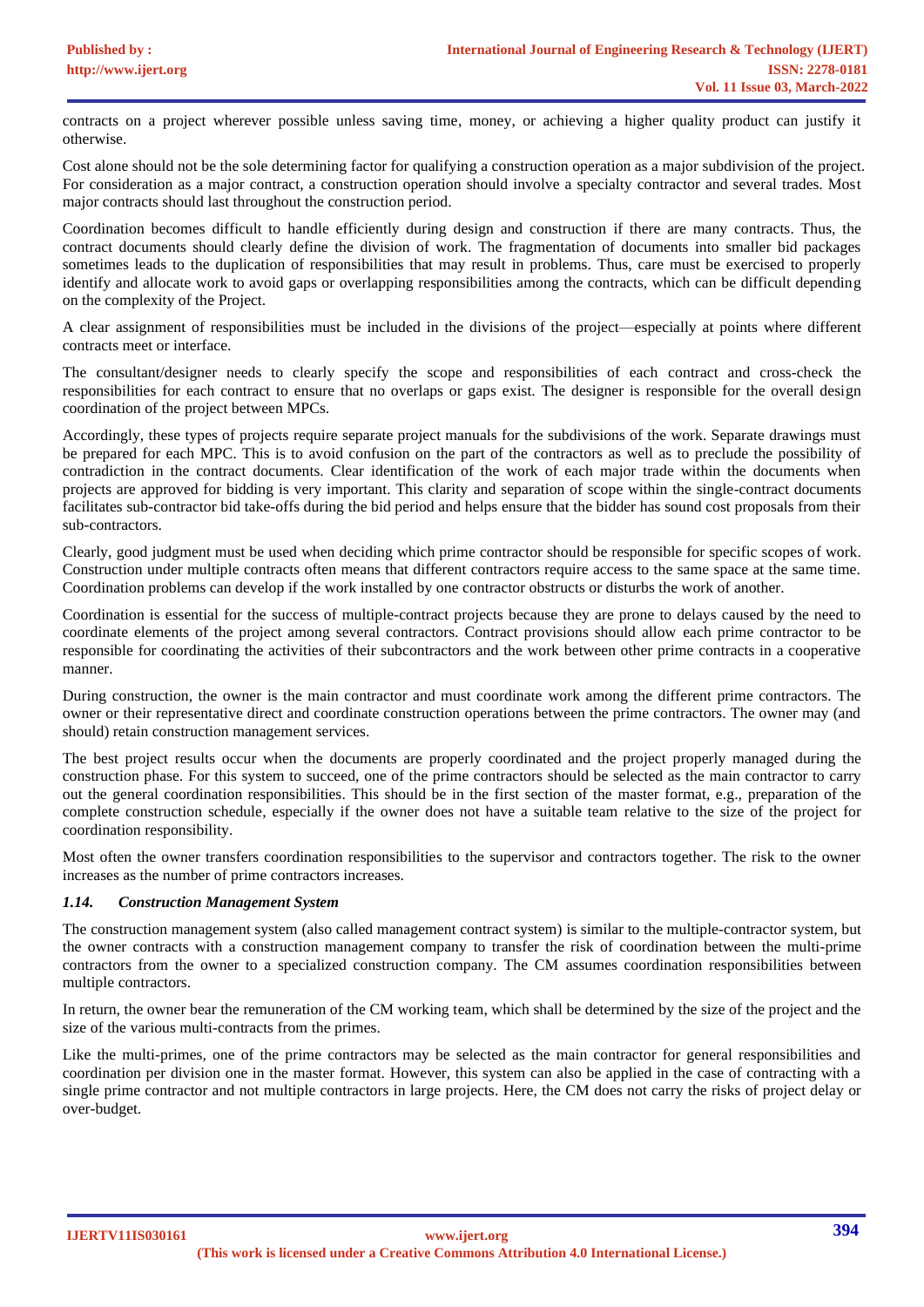contracts on a project wherever possible unless saving time, money, or achieving a higher quality product can justify it otherwise.

Cost alone should not be the sole determining factor for qualifying a construction operation as a major subdivision of the project. For consideration as a major contract, a construction operation should involve a specialty contractor and several trades. Most major contracts should last throughout the construction period.

Coordination becomes difficult to handle efficiently during design and construction if there are many contracts. Thus, the contract documents should clearly define the division of work. The fragmentation of documents into smaller bid packages sometimes leads to the duplication of responsibilities that may result in problems. Thus, care must be exercised to properly identify and allocate work to avoid gaps or overlapping responsibilities among the contracts, which can be difficult depending on the complexity of the Project.

A clear assignment of responsibilities must be included in the divisions of the project—especially at points where different contracts meet or interface.

The consultant/designer needs to clearly specify the scope and responsibilities of each contract and cross-check the responsibilities for each contract to ensure that no overlaps or gaps exist. The designer is responsible for the overall design coordination of the project between MPCs.

Accordingly, these types of projects require separate project manuals for the subdivisions of the work. Separate drawings must be prepared for each MPC. This is to avoid confusion on the part of the contractors as well as to preclude the possibility of contradiction in the contract documents. Clear identification of the work of each major trade within the documents when projects are approved for bidding is very important. This clarity and separation of scope within the single-contract documents facilitates sub-contractor bid take-offs during the bid period and helps ensure that the bidder has sound cost proposals from their sub-contractors.

Clearly, good judgment must be used when deciding which prime contractor should be responsible for specific scopes of work. Construction under multiple contracts often means that different contractors require access to the same space at the same time. Coordination problems can develop if the work installed by one contractor obstructs or disturbs the work of another.

Coordination is essential for the success of multiple-contract projects because they are prone to delays caused by the need to coordinate elements of the project among several contractors. Contract provisions should allow each prime contractor to be responsible for coordinating the activities of their subcontractors and the work between other prime contracts in a cooperative manner.

During construction, the owner is the main contractor and must coordinate work among the different prime contractors. The owner or their representative direct and coordinate construction operations between the prime contractors. The owner may (and should) retain construction management services.

The best project results occur when the documents are properly coordinated and the project properly managed during the construction phase. For this system to succeed, one of the prime contractors should be selected as the main contractor to carry out the general coordination responsibilities. This should be in the first section of the master format, e.g., preparation of the complete construction schedule, especially if the owner does not have a suitable team relative to the size of the project for coordination responsibility.

Most often the owner transfers coordination responsibilities to the supervisor and contractors together. The risk to the owner increases as the number of prime contractors increases.

### *1.14. Construction Management System*

The construction management system (also called management contract system) is similar to the multiple-contractor system, but the owner contracts with a construction management company to transfer the risk of coordination between the multi-prime contractors from the owner to a specialized construction company. The CM assumes coordination responsibilities between multiple contractors.

In return, the owner bear the remuneration of the CM working team, which shall be determined by the size of the project and the size of the various multi-contracts from the primes.

Like the multi-primes, one of the prime contractors may be selected as the main contractor for general responsibilities and coordination per division one in the master format. However, this system can also be applied in the case of contracting with a single prime contractor and not multiple contractors in large projects. Here, the CM does not carry the risks of project delay or over-budget.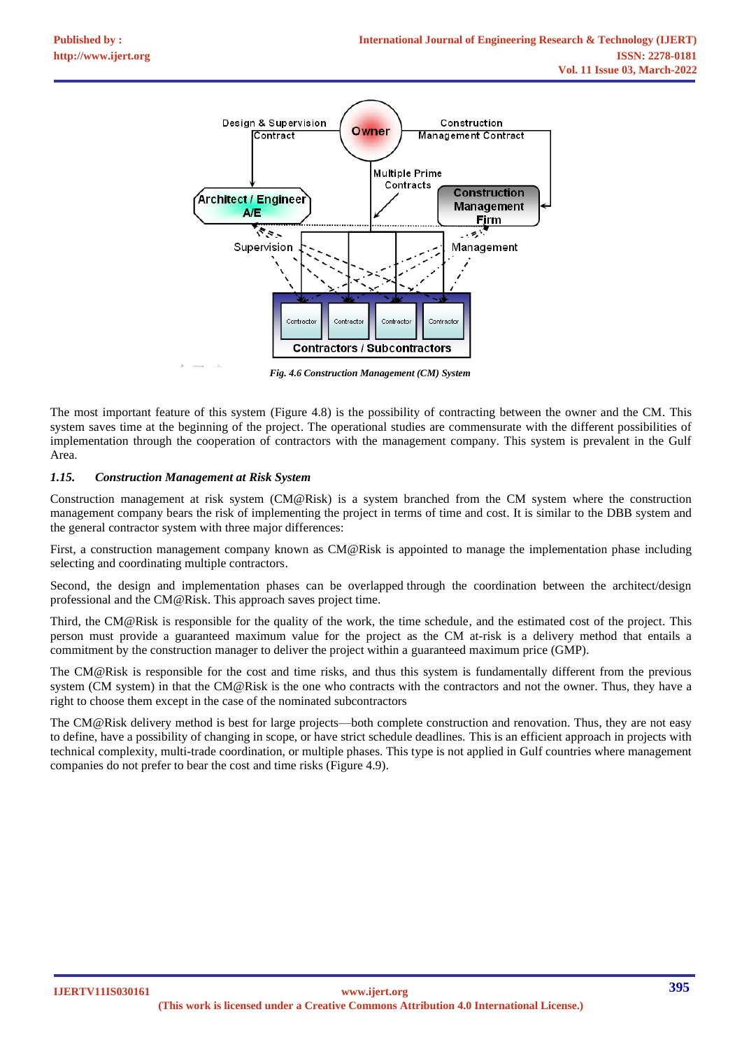Fig. 4.6 Construction Management (CM) System

The most important feature of this system (Figure 4.8) is the possibility of contracting between the owner and the CM. This system saves time at the beginning of the project. The operational studies are commensurate with the different possibilities of implementation through the cooperation of contractors with the management company. This system is prevalent in the Gulf Area.

### 1.15. *Construction Management at Risk System*

Construction management at risk system (CM@Risk) is a system branched from the CM system where the construction management company bears the risk of implementing the project in terms of time and cost. It is similar to the DBB system and the general contractor system with three major differences:

First, a construction management company known as CM@Risk is appointed to manage the implementation phase including selecting and coordinating multiple contractors.

Second, the design and implementation phases can be overlapped through the coordination between the architect/design professional and the CM@Risk. This approach saves project time.

Third, the CM@Risk is responsible for the quality of the work, the time schedule, and the estimated cost of the project. This person must provide a guaranteed maximum value for the project as the CM at-risk is a delivery method that entails a commitment by the construction manager to deliver the project within a guaranteed maximum price (GMP).

The CM@Risk is responsible for the cost and time risks, and thus this system is fundamentally different from the previous system (CM system) in that the CM@Risk is the one who contracts with the contractors and not the owner. Thus, they have a right to choose them except in the case of the nominated subcontractors

The CM@Risk delivery method is best for large projects—both complete construction and renovation. Thus, they are not easy to define, have a possibility of changing in scope, or have strict schedule deadlines. This is an efficient approach in projects with technical complexity, multi-trade coordination, or multiple phases. This type is not applied in Gulf countries where management companies do not prefer to bear the cost and time risks (Figure 4.9).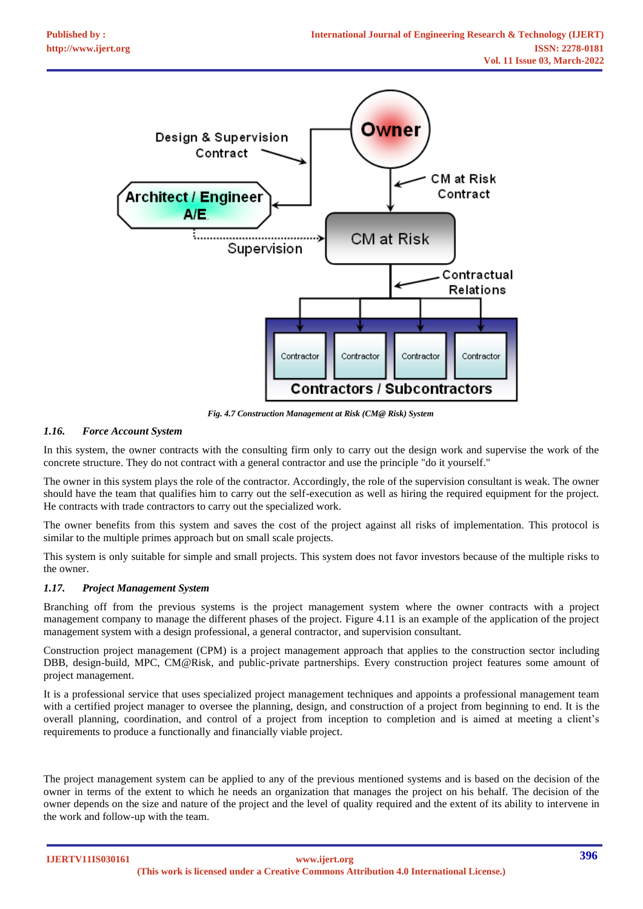*Fig. 4.7 Construction Management at Risk (CM@ Risk) System*

### 1.16. Force Account System

In this system, the owner contracts with the consulting firm only to carry out the design work and supervise the work of the concrete structure. They do not contract with a general contractor and use the principle "do it yourself."

The owner in this system plays the role of the contractor. Accordingly, the role of the supervision consultant is weak. The owner should have the team that qualifies him to carry out the self-execution as well as hiring the required equipment for the project. He contracts with trade contractors to carry out the specialized work.

The owner benefits from this system and saves the cost of the project against all risks of implementation. This protocol is similar to the multiple primes approach but on small scale projects.

This system is only suitable for simple and small projects. This system does not favor investors because of the multiple risks to the owner.

### 1.17. Project Management System

Branching off from the previous systems is the project management system where the owner contracts with a project management company to manage the different phases of the project. Figure 4.11 is an example of the application of the project management system with a design professional, a general contractor, and supervision consultant.

Construction project management (CPM) is a project management approach that applies to the construction sector including DBB, design-build, MPC, CM@Risk, and public-private partnerships. Every construction project features some amount of project management.

It is a professional service that uses specialized project management techniques and appoints a professional management team with a certified project manager to oversee the planning, design, and construction of a project from beginning to end. It is the overall planning, coordination, and control of a project from inception to completion and is aimed at meeting a client's requirements to produce a functionally and financially viable project.

The project management system can be applied to any of the previous mentioned systems and is based on the decision of the owner in terms of the extent to which he needs an organization that manages the project on his behalf. The decision of the owner depends on the size and nature of the project and the level of quality required and the extent of its ability to intervene in the work and follow-up with the team.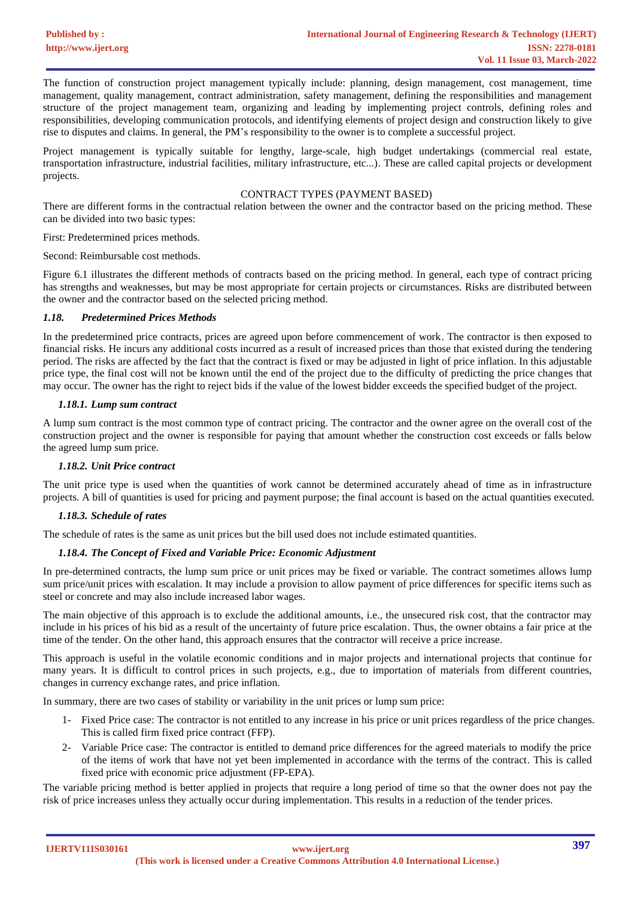The function of construction project management typically include: planning, design management, cost management, time management, quality management, contract administration, safety management, defining the responsibilities and management structure of the project management team, organizing and leading by implementing project controls, defining roles and responsibilities, developing communication protocols, and identifying elements of project design and construction likely to give rise to disputes and claims. In general, the PM's responsibility to the owner is to complete a successful project.

Project management is typically suitable for lengthy, large-scale, high budget undertakings (commercial real estate, transportation infrastructure, industrial facilities, military infrastructure, etc...). These are called capital projects or development projects.

## CONTRACT TYPES (PAYMENT BASED)

There are different forms in the contractual relation between the owner and the contractor based on the pricing method. These can be divided into two basic types:

First: Predetermined prices methods.

Second: Reimbursable cost methods.

Figure 6.1 illustrates the different methods of contracts based on the pricing method. In general, each type of contract pricing has strengths and weaknesses, but may be most appropriate for certain projects or circumstances. Risks are distributed between the owner and the contractor based on the selected pricing method.

### *1.18. Predetermined Prices Methods*

In the predetermined price contracts, prices are agreed upon before commencement of work. The contractor is then exposed to financial risks. He incurs any additional costs incurred as a result of increased prices than those that existed during the tendering period. The risks are affected by the fact that the contract is fixed or may be adjusted in light of price inflation. In this adjustable price type, the final cost will not be known until the end of the project due to the difficulty of predicting the price changes that may occur. The owner has the right to reject bids if the value of the lowest bidder exceeds the specified budget of the project.

#### *1.18.1. Lump sum contract*

A lump sum contract is the most common type of contract pricing. The contractor and the owner agree on the overall cost of the construction project and the owner is responsible for paying that amount whether the construction cost exceeds or falls below the agreed lump sum price.

#### *1.18.2. Unit Price contract*

The unit price type is used when the quantities of work cannot be determined accurately ahead of time as in infrastructure projects. A bill of quantities is used for pricing and payment purpose; the final account is based on the actual quantities executed.

#### *1.18.3. Schedule of rates*

The schedule of rates is the same as unit prices but the bill used does not include estimated quantities.

#### *1.18.4. The Concept of Fixed and Variable Price: Economic Adjustment*

In pre-determined contracts, the lump sum price or unit prices may be fixed or variable. The contract sometimes allows lump sum price/unit prices with escalation. It may include a provision to allow payment of price differences for specific items such as steel or concrete and may also include increased labor wages.

The main objective of this approach is to exclude the additional amounts, i.e., the unsecured risk cost, that the contractor may include in his prices of his bid as a result of the uncertainty of future price escalation. Thus, the owner obtains a fair price at the time of the tender. On the other hand, this approach ensures that the contractor will receive a price increase.

This approach is useful in the volatile economic conditions and in major projects and international projects that continue for many years. It is difficult to control prices in such projects, e.g., due to importation of materials from different countries, changes in currency exchange rates, and price inflation.

In summary, there are two cases of stability or variability in the unit prices or lump sum price:

1- Fixed Price case: The contractor is not entitled to any increase in his price or unit prices regardless of the price changes. This is called firm fixed price contract (FFP).
2- Variable Price case: The contractor is entitled to demand price differences for the agreed materials to modify the price of the items of work that have not yet been implemented in accordance with the terms of the contract. This is called fixed price with economic price adjustment (FP-EPA).

The variable pricing method is better applied in projects that require a long period of time so that the owner does not pay the risk of price increases unless they actually occur during implementation. This results in a reduction of the tender prices.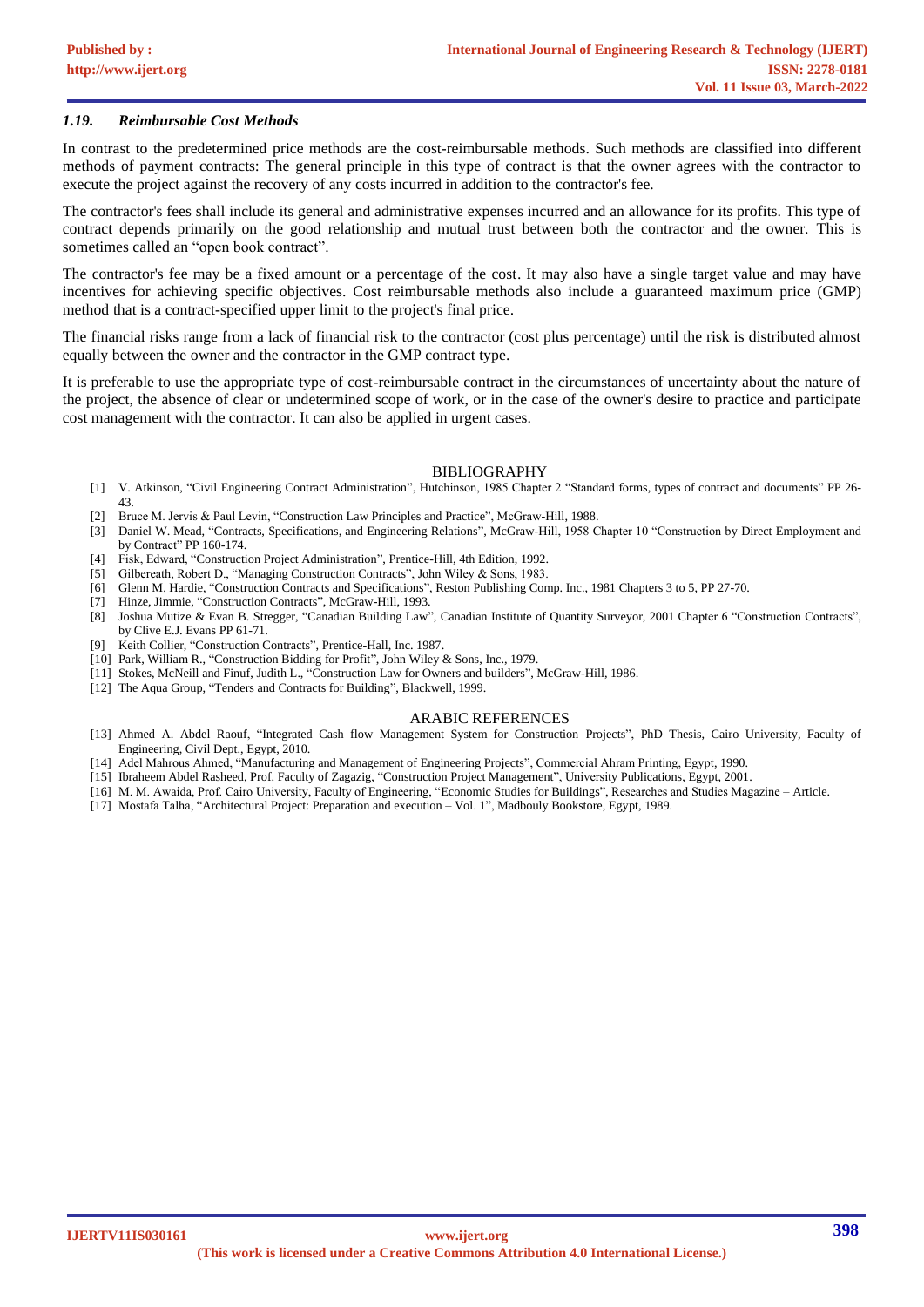### *1.19. Reimbursable Cost Methods*

In contrast to the predetermined price methods are the cost-reimbursable methods. Such methods are classified into different methods of payment contracts: The general principle in this type of contract is that the owner agrees with the contractor to execute the project against the recovery of any costs incurred in addition to the contractor's fee.

The contractor's fees shall include its general and administrative expenses incurred and an allowance for its profits. This type of contract depends primarily on the good relationship and mutual trust between both the contractor and the owner. This is sometimes called an "open book contract".

The contractor's fee may be a fixed amount or a percentage of the cost. It may also have a single target value and may have incentives for achieving specific objectives. Cost reimbursable methods also include a guaranteed maximum price (GMP) method that is a contract-specified upper limit to the project's final price.

The financial risks range from a lack of financial risk to the contractor (cost plus percentage) until the risk is distributed almost equally between the owner and the contractor in the GMP contract type.

It is preferable to use the appropriate type of cost-reimbursable contract in the circumstances of uncertainty about the nature of the project, the absence of clear or undetermined scope of work, or in the case of the owner's desire to practice and participate cost management with the contractor. It can also be applied in urgent cases.

## BIBLIOGRAPHY

[1] V. Atkinson, "Civil Engineering Contract Administration", Hutchinson, 1985 Chapter 2 "Standard forms, types of contract and documents" PP 26-43.
[2] Bruce M. Jervis & Paul Levin, "Construction Law Principles and Practice", McGraw-Hill, 1988.
[3] Daniel W. Mead, "Contracts, Specifications, and Engineering Relations", McGraw-Hill, 1958 Chapter 10 "Construction by Direct Employment and by Contract" PP 160-174.
[4] Fisk, Edward, "Construction Project Administration", Prentice-Hill, 4th Edition, 1992.
[5] Gilbereath, Robert D., "Managing Construction Contracts", John Wiley & Sons, 1983.
[6] Glenn M. Hardie, "Construction Contracts and Specifications", Reston Publishing Comp. Inc., 1981 Chapters 3 to 5, PP 27-70.
[7] Hinze, Jimmie, "Construction Contracts", McGraw-Hill, 1993.
[8] Joshua Mutize & Evan B. Stregger, "Canadian Building Law", Canadian Institute of Quantity Surveyor, 2001 Chapter 6 "Construction Contracts", by Clive E.J. Evans PP 61-71.
[9] Keith Collier, "Construction Contracts", Prentice-Hall, Inc. 1987.
[10] Park, William R., "Construction Bidding for Profit", John Wiley & Sons, Inc., 1979.
[11] Stokes, McNeill and Finuf, Judith L., "Construction Law for Owners and builders", McGraw-Hill, 1986.
[12] The Aqua Group, "Tenders and Contracts for Building", Blackwell, 1999.

## ARABIC REFERENCES

[13] Ahmed A. Abdel Raouf, "Integrated Cash flow Management System for Construction Projects", PhD Thesis, Cairo University, Faculty of Engineering, Civil Dept., Egypt, 2010.
[14] Adel Mahrous Ahmed, "Manufacturing and Management of Engineering Projects", Commercial Ahram Printing, Egypt, 1990.
[15] Ibraheem Abdel Rasheed, Prof. Faculty of Zagazig, "Construction Project Management", University Publications, Egypt, 2001.
[16] M. M. Awaida, Prof. Cairo University, Faculty of Engineering, "Economic Studies for Buildings", Researches and Studies Magazine – Article.
[17] Mostafa Talha, "Architectural Project: Preparation and execution – Vol. 1", Madbouly Bookstore, Egypt, 1989.